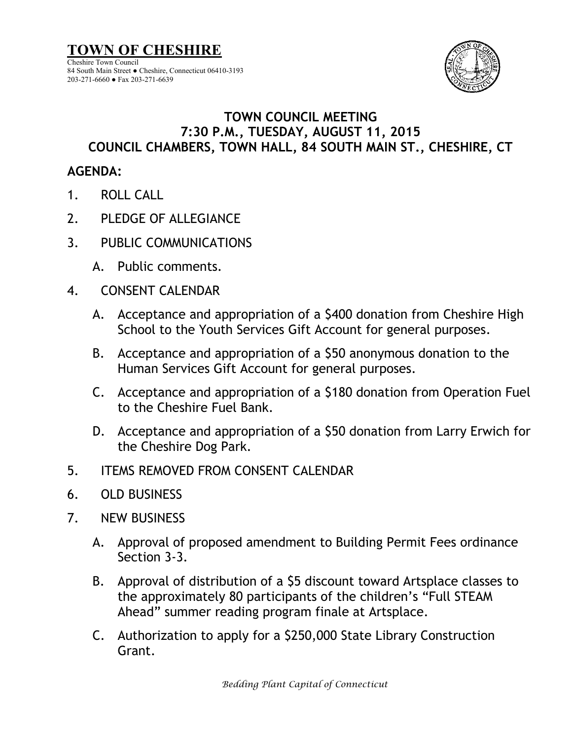# TOWN OF CHESHIRE

Cheshire Town Council
84 South Main Street ● Cheshire, Connecticut 06410-3193
203-271-6660 ● Fax 203-271-6639

## TOWN COUNCIL MEETING
## 7:30 P.M., TUESDAY, AUGUST 11, 2015
## COUNCIL CHAMBERS, TOWN HALL, 84 SOUTH MAIN ST., CHESHIRE, CT

**AGENDA:**

1. ROLL CALL
2. PLEDGE OF ALLEGIANCE
3. PUBLIC COMMUNICATIONS
   - A. Public comments.
4. CONSENT CALENDAR
   - A. Acceptance and appropriation of a $400 donation from Cheshire High School to the Youth Services Gift Account for general purposes.
   - B. Acceptance and appropriation of a $50 anonymous donation to the Human Services Gift Account for general purposes.
   - C. Acceptance and appropriation of a $180 donation from Operation Fuel to the Cheshire Fuel Bank.
   - D. Acceptance and appropriation of a $50 donation from Larry Erwich for the Cheshire Dog Park.
5. ITEMS REMOVED FROM CONSENT CALENDAR
6. OLD BUSINESS
7. NEW BUSINESS
   - A. Approval of proposed amendment to Building Permit Fees ordinance Section 3-3.
   - B. Approval of distribution of a $5 discount toward Artsplace classes to the approximately 80 participants of the children's "Full STEAM Ahead" summer reading program finale at Artsplace.
   - C. Authorization to apply for a $250,000 State Library Construction Grant.

*Bedding Plant Capital of Connecticut*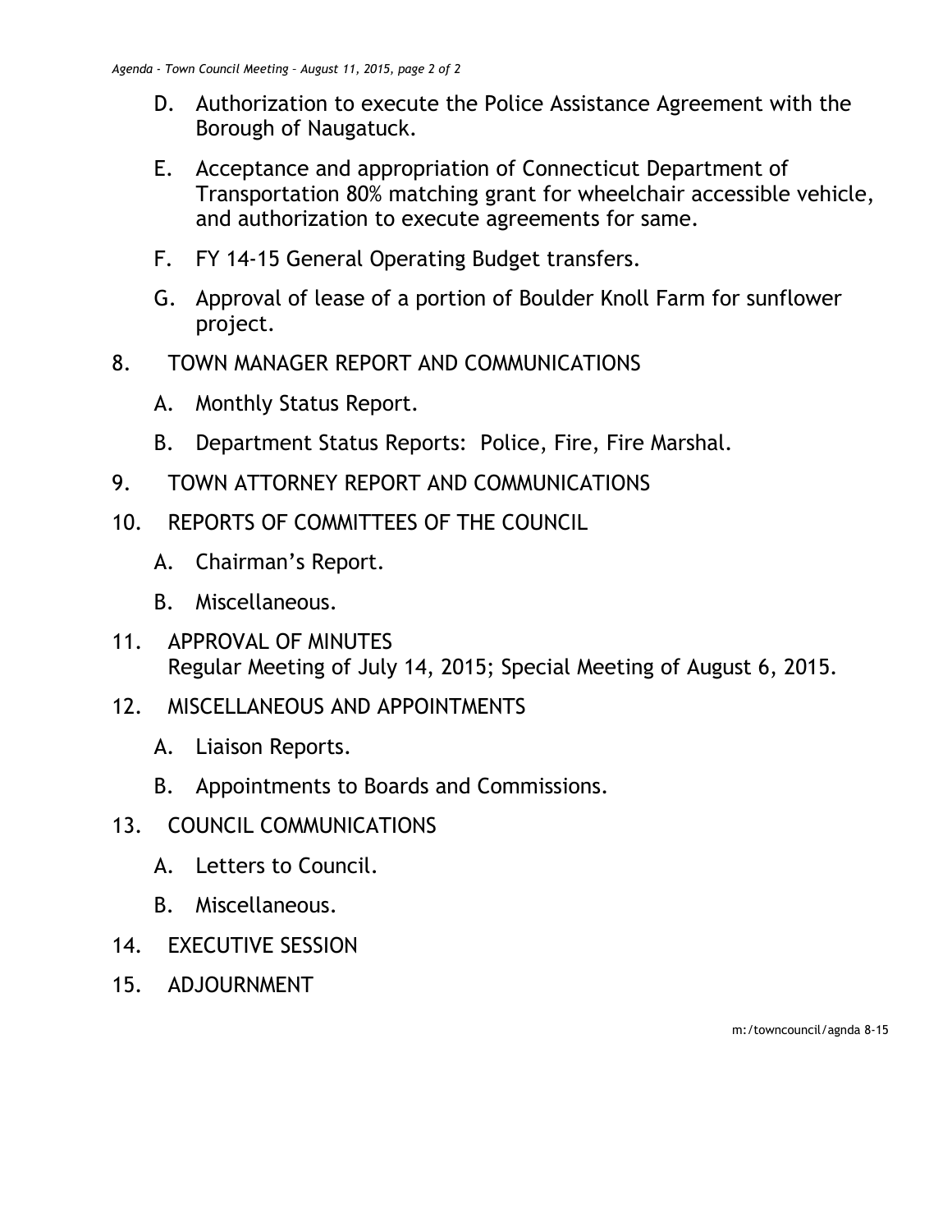D. Authorization to execute the Police Assistance Agreement with the Borough of Naugatuck.

E. Acceptance and appropriation of Connecticut Department of Transportation 80% matching grant for wheelchair accessible vehicle, and authorization to execute agreements for same.

F. FY 14-15 General Operating Budget transfers.

G. Approval of lease of a portion of Boulder Knoll Farm for sunflower project.

8. TOWN MANAGER REPORT AND COMMUNICATIONS

   A. Monthly Status Report.

   B. Department Status Reports: Police, Fire, Fire Marshal.

9. TOWN ATTORNEY REPORT AND COMMUNICATIONS

10. REPORTS OF COMMITTEES OF THE COUNCIL

    A. Chairman's Report.

    B. Miscellaneous.

11. APPROVAL OF MINUTES
    Regular Meeting of July 14, 2015; Special Meeting of August 6, 2015.

12. MISCELLANEOUS AND APPOINTMENTS

    A. Liaison Reports.

    B. Appointments to Boards and Commissions.

13. COUNCIL COMMUNICATIONS

    A. Letters to Council.

    B. Miscellaneous.

14. EXECUTIVE SESSION

15. ADJOURNMENT

m:/towncouncil/agnda 8-15